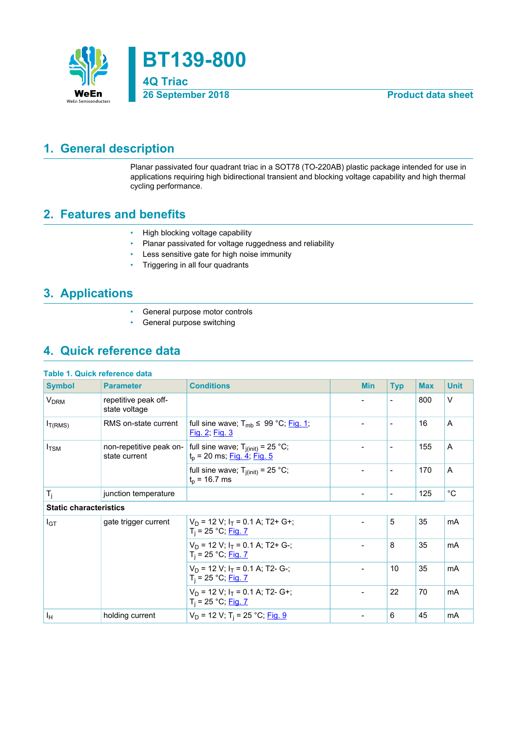# BT139-800

## 4Q Triac

26 September 2018 — Product data sheet

## 1. General description

Planar passivated four quadrant triac in a SOT78 (TO-220AB) plastic package intended for use in applications requiring high bidirectional transient and blocking voltage capability and high thermal cycling performance.

## 2. Features and benefits

- High blocking voltage capability
- Planar passivated for voltage ruggedness and reliability
- Less sensitive gate for high noise immunity
- Triggering in all four quadrants

## 3. Applications

- General purpose motor controls
- General purpose switching

## 4. Quick reference data

**Table 1. Quick reference data**

| Symbol | Parameter | Conditions | Min | Typ | Max | Unit |
|---|---|---|---|---|---|---|
| $V_{DRM}$ | repetitive peak off-state voltage | | - | - | 800 | V |
| $I_{T(RMS)}$ | RMS on-state current | full sine wave; $T_{mb} \leq 99$ °C; Fig. 1; Fig. 2; Fig. 3 | - | - | 16 | A |
| $I_{TSM}$ | non-repetitive peak on-state current | full sine wave; $T_{j(init)} = 25$ °C; $t_p = 20$ ms; Fig. 4; Fig. 5 | - | - | 155 | A |
| | | full sine wave; $T_{j(init)} = 25$ °C; $t_p = 16.7$ ms | - | - | 170 | A |
| $T_j$ | junction temperature | | - | - | 125 | °C |
| **Static characteristics** | | | | | | |
| $I_{GT}$ | gate trigger current | $V_D = 12$ V; $I_T = 0.1$ A; T2+ G+; $T_j = 25$ °C; Fig. 7 | - | 5 | 35 | mA |
| | | $V_D = 12$ V; $I_T = 0.1$ A; T2+ G-; $T_j = 25$ °C; Fig. 7 | - | 8 | 35 | mA |
| | | $V_D = 12$ V; $I_T = 0.1$ A; T2- G-; $T_j = 25$ °C; Fig. 7 | - | 10 | 35 | mA |
| | | $V_D = 12$ V; $I_T = 0.1$ A; T2- G+; $T_j = 25$ °C; Fig. 7 | - | 22 | 70 | mA |
| $I_H$ | holding current | $V_D = 12$ V; $T_j = 25$ °C; Fig. 9 | - | 6 | 45 | mA |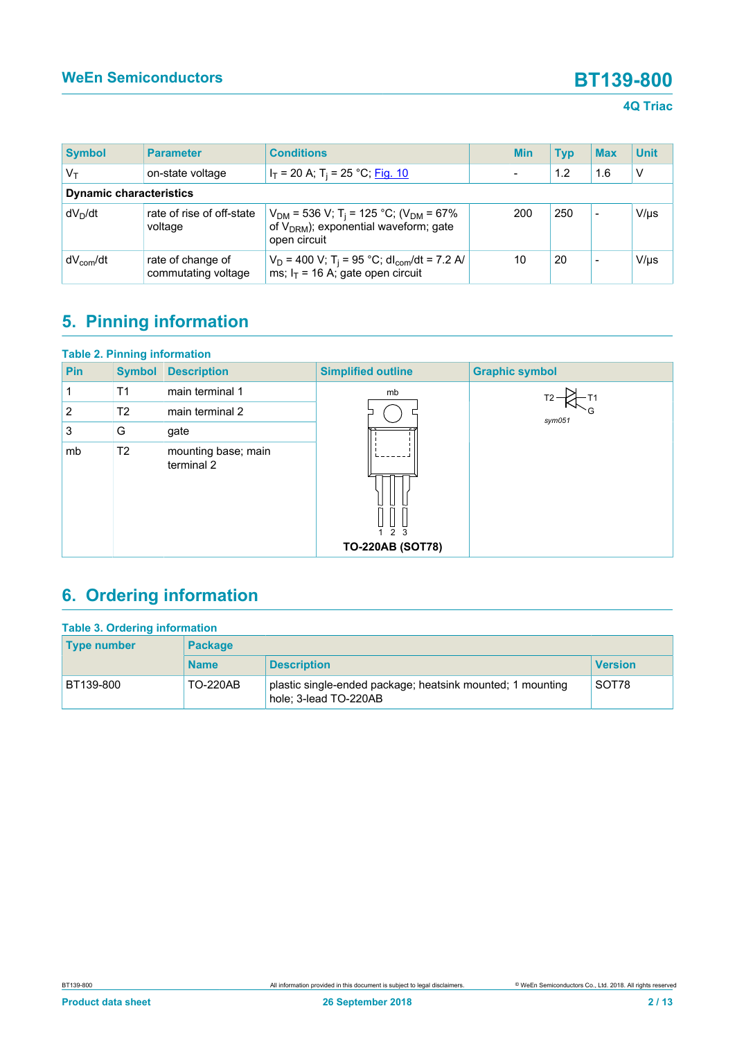| Symbol | Parameter | Conditions | Min | Typ | Max | Unit |
|---|---|---|---|---|---|---|
| $V_T$ | on-state voltage | $I_T$ = 20 A; $T_j$ = 25 °C; Fig. 10 | - | 1.2 | 1.6 | V |
| **Dynamic characteristics** | | | | | | |
| $dV_D/dt$ | rate of rise of off-state voltage | $V_{DM}$ = 536 V; $T_j$ = 125 °C; ($V_{DM}$ = 67% of $V_{DRM}$); exponential waveform; gate open circuit | 200 | 250 | - | V/µs |
| $dV_{com}/dt$ | rate of change of commutating voltage | $V_D$ = 400 V; $T_j$ = 95 °C; $dI_{com}/dt$ = 7.2 A/ms; $I_T$ = 16 A; gate open circuit | 10 | 20 | - | V/µs |

## 5. Pinning information

**Table 2. Pinning information**

| Pin | Symbol | Description | Simplified outline | Graphic symbol |
|---|---|---|---|---|
| 1 | T1 | main terminal 1 | TO-220AB (SOT78) | sym051 |
| 2 | T2 | main terminal 2 | | |
| 3 | G | gate | | |
| mb | T2 | mounting base; main terminal 2 | | |

## 6. Ordering information

**Table 3. Ordering information**

| Type number | Package | | |
|---|---|---|---|
| | Name | Description | Version |
| BT139-800 | TO-220AB | plastic single-ended package; heatsink mounted; 1 mounting hole; 3-lead TO-220AB | SOT78 |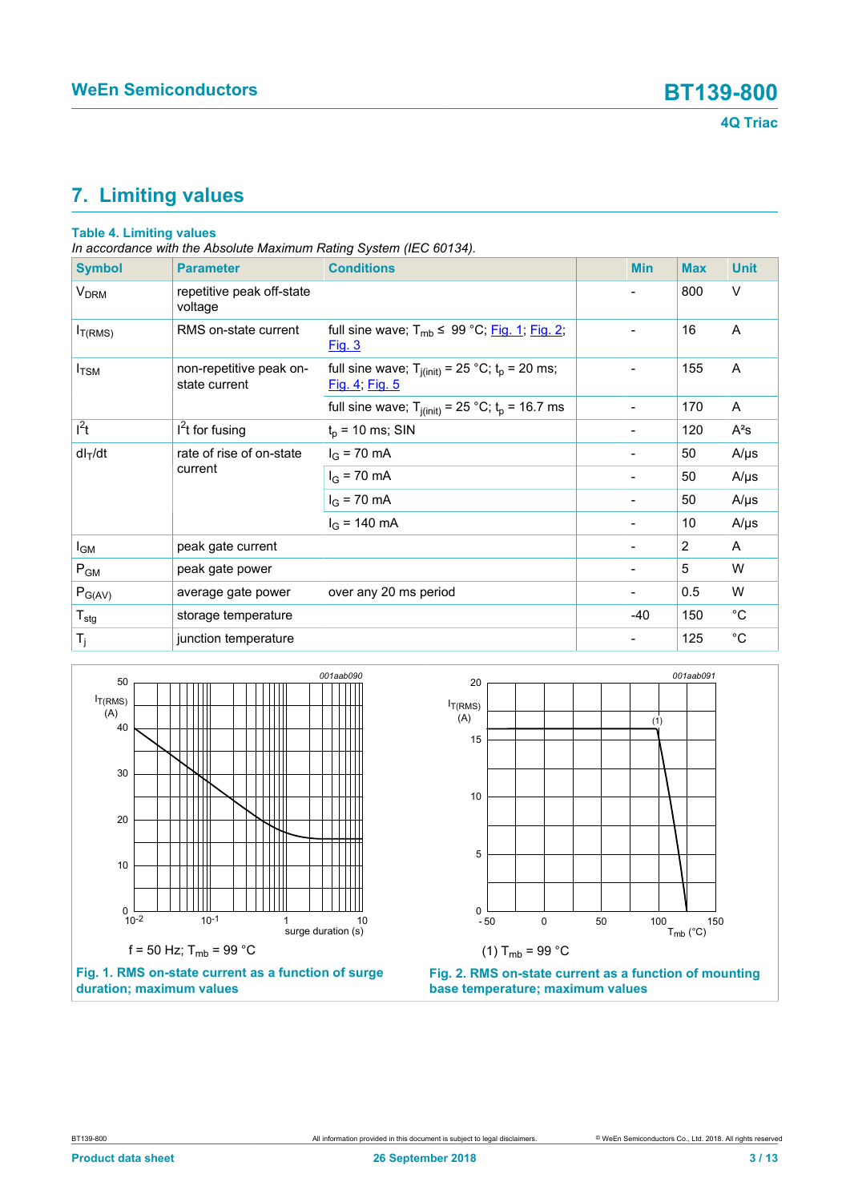# 7. Limiting values

**Table 4. Limiting values**

*In accordance with the Absolute Maximum Rating System (IEC 60134).*

| Symbol | Parameter | Conditions | Min | Max | Unit |
|---|---|---|---|---|---|
| $V_{DRM}$ | repetitive peak off-state voltage | | - | 800 | V |
| $I_{T(RMS)}$ | RMS on-state current | full sine wave; $T_{mb} \leq$ 99 °C; Fig. 1; Fig. 2; Fig. 3 | - | 16 | A |
| $I_{TSM}$ | non-repetitive peak on-state current | full sine wave; $T_{j(init)}$ = 25 °C; $t_p$ = 20 ms; Fig. 4; Fig. 5 | - | 155 | A |
| | | full sine wave; $T_{j(init)}$ = 25 °C; $t_p$ = 16.7 ms | - | 170 | A |
| $I^2t$ | $I^2t$ for fusing | $t_p$ = 10 ms; SIN | - | 120 | A²s |
| $dI_T/dt$ | rate of rise of on-state current | $I_G$ = 70 mA | - | 50 | A/µs |
| | | $I_G$ = 70 mA | - | 50 | A/µs |
| | | $I_G$ = 70 mA | - | 50 | A/µs |
| | | $I_G$ = 140 mA | - | 10 | A/µs |
| $I_{GM}$ | peak gate current | | - | 2 | A |
| $P_{GM}$ | peak gate power | | - | 5 | W |
| $P_{G(AV)}$ | average gate power | over any 20 ms period | - | 0.5 | W |
| $T_{stg}$ | storage temperature | | -40 | 150 | °C |
| $T_j$ | junction temperature | | - | 125 | °C |

f = 50 Hz; $T_{mb}$ = 99 °C

**Fig. 1. RMS on-state current as a function of surge duration; maximum values**

(1) $T_{mb}$ = 99 °C

**Fig. 2. RMS on-state current as a function of mounting base temperature; maximum values**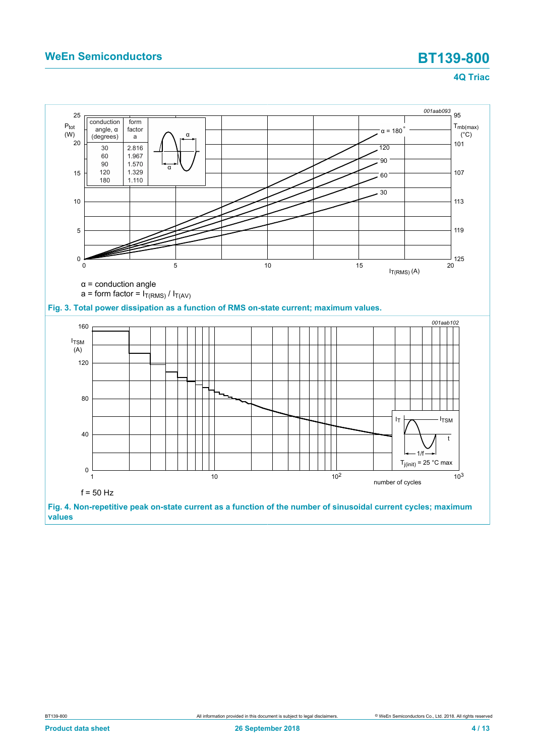| conduction angle, α (degrees) | form factor a |
| --- | --- |
| 30 | 2.816 |
| 60 | 1.967 |
| 90 | 1.570 |
| 120 | 1.329 |
| 180 | 1.110 |

α = conduction angle

a = form factor = $I_{T(RMS)}$ / $I_{T(AV)}$

**Fig. 3. Total power dissipation as a function of RMS on-state current; maximum values.**

f = 50 Hz

**Fig. 4. Non-repetitive peak on-state current as a function of the number of sinusoidal current cycles; maximum values**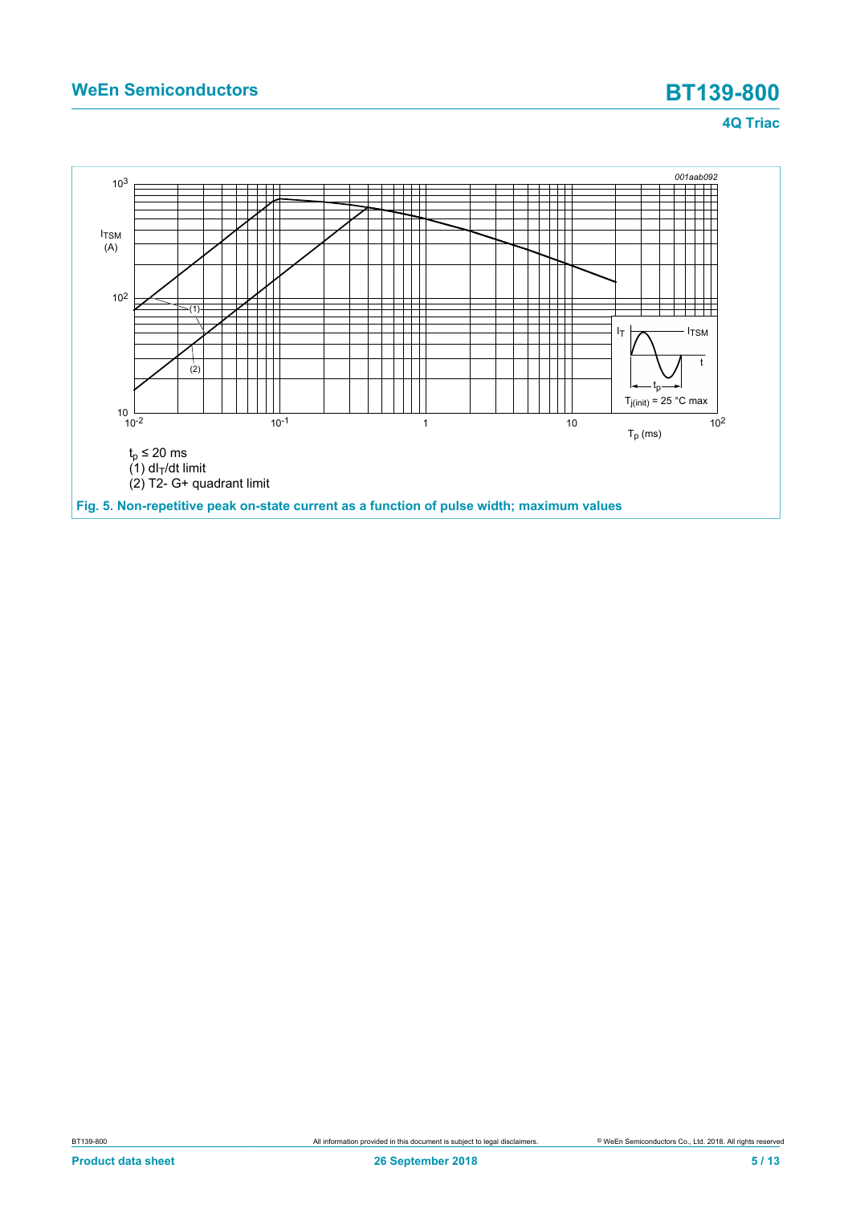$t_p \leq 20$ ms

(1) $dI_T/dt$ limit

(2) T2- G+ quadrant limit

**Fig. 5. Non-repetitive peak on-state current as a function of pulse width; maximum values**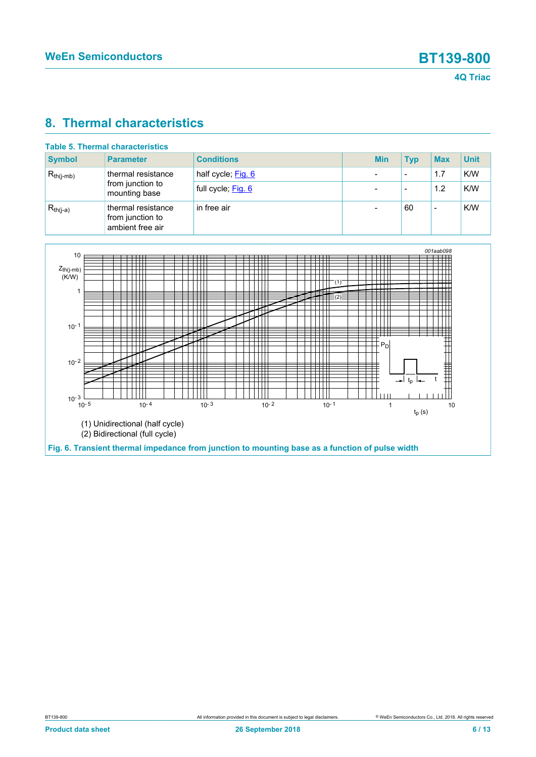## 8. Thermal characteristics

**Table 5. Thermal characteristics**

| Symbol | Parameter | Conditions | Min | Typ | Max | Unit |
|---|---|---|---|---|---|---|
| $R_{th(j-mb)}$ | thermal resistance from junction to mounting base | half cycle; Fig. 6 | - | - | 1.7 | K/W |
| | | full cycle; Fig. 6 | - | - | 1.2 | K/W |
| $R_{th(j-a)}$ | thermal resistance from junction to ambient free air | in free air | - | 60 | - | K/W |

(1) Unidirectional (half cycle)

(2) Bidirectional (full cycle)

**Fig. 6. Transient thermal impedance from junction to mounting base as a function of pulse width**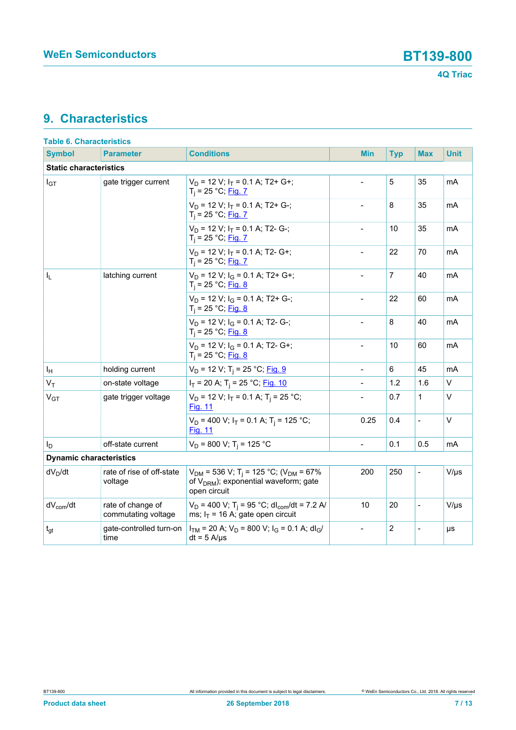## 9. Characteristics

**Table 6. Characteristics**

| Symbol | Parameter | Conditions | Min | Typ | Max | Unit |
|---|---|---|---|---|---|---|
| **Static characteristics** | | | | | | |
| $I_{GT}$ | gate trigger current | $V_D$ = 12 V; $I_T$ = 0.1 A; T2+ G+; $T_j$ = 25 °C; Fig. 7 | - | 5 | 35 | mA |
| | | $V_D$ = 12 V; $I_T$ = 0.1 A; T2+ G-; $T_j$ = 25 °C; Fig. 7 | - | 8 | 35 | mA |
| | | $V_D$ = 12 V; $I_T$ = 0.1 A; T2- G-; $T_j$ = 25 °C; Fig. 7 | - | 10 | 35 | mA |
| | | $V_D$ = 12 V; $I_T$ = 0.1 A; T2- G+; $T_j$ = 25 °C; Fig. 7 | - | 22 | 70 | mA |
| $I_L$ | latching current | $V_D$ = 12 V; $I_G$ = 0.1 A; T2+ G+; $T_j$ = 25 °C; Fig. 8 | - | 7 | 40 | mA |
| | | $V_D$ = 12 V; $I_G$ = 0.1 A; T2+ G-; $T_j$ = 25 °C; Fig. 8 | - | 22 | 60 | mA |
| | | $V_D$ = 12 V; $I_G$ = 0.1 A; T2- G-; $T_j$ = 25 °C; Fig. 8 | - | 8 | 40 | mA |
| | | $V_D$ = 12 V; $I_G$ = 0.1 A; T2- G+; $T_j$ = 25 °C; Fig. 8 | - | 10 | 60 | mA |
| $I_H$ | holding current | $V_D$ = 12 V; $T_j$ = 25 °C; Fig. 9 | - | 6 | 45 | mA |
| $V_T$ | on-state voltage | $I_T$ = 20 A; $T_j$ = 25 °C; Fig. 10 | - | 1.2 | 1.6 | V |
| $V_{GT}$ | gate trigger voltage | $V_D$ = 12 V; $I_T$ = 0.1 A; $T_j$ = 25 °C; Fig. 11 | - | 0.7 | 1 | V |
| | | $V_D$ = 400 V; $I_T$ = 0.1 A; $T_j$ = 125 °C; Fig. 11 | 0.25 | 0.4 | - | V |
| $I_D$ | off-state current | $V_D$ = 800 V; $T_j$ = 125 °C | - | 0.1 | 0.5 | mA |
| **Dynamic characteristics** | | | | | | |
| $dV_D/dt$ | rate of rise of off-state voltage | $V_{DM}$ = 536 V; $T_j$ = 125 °C; ($V_{DM}$ = 67% of $V_{DRM}$); exponential waveform; gate open circuit | 200 | 250 | - | V/µs |
| $dV_{com}/dt$ | rate of change of commutating voltage | $V_D$ = 400 V; $T_j$ = 95 °C; $dI_{com}/dt$ = 7.2 A/ms; $I_T$ = 16 A; gate open circuit | 10 | 20 | - | V/µs |
| $t_{gt}$ | gate-controlled turn-on time | $I_{TM}$ = 20 A; $V_D$ = 800 V; $I_G$ = 0.1 A; $dI_G/dt$ = 5 A/µs | - | 2 | - | µs |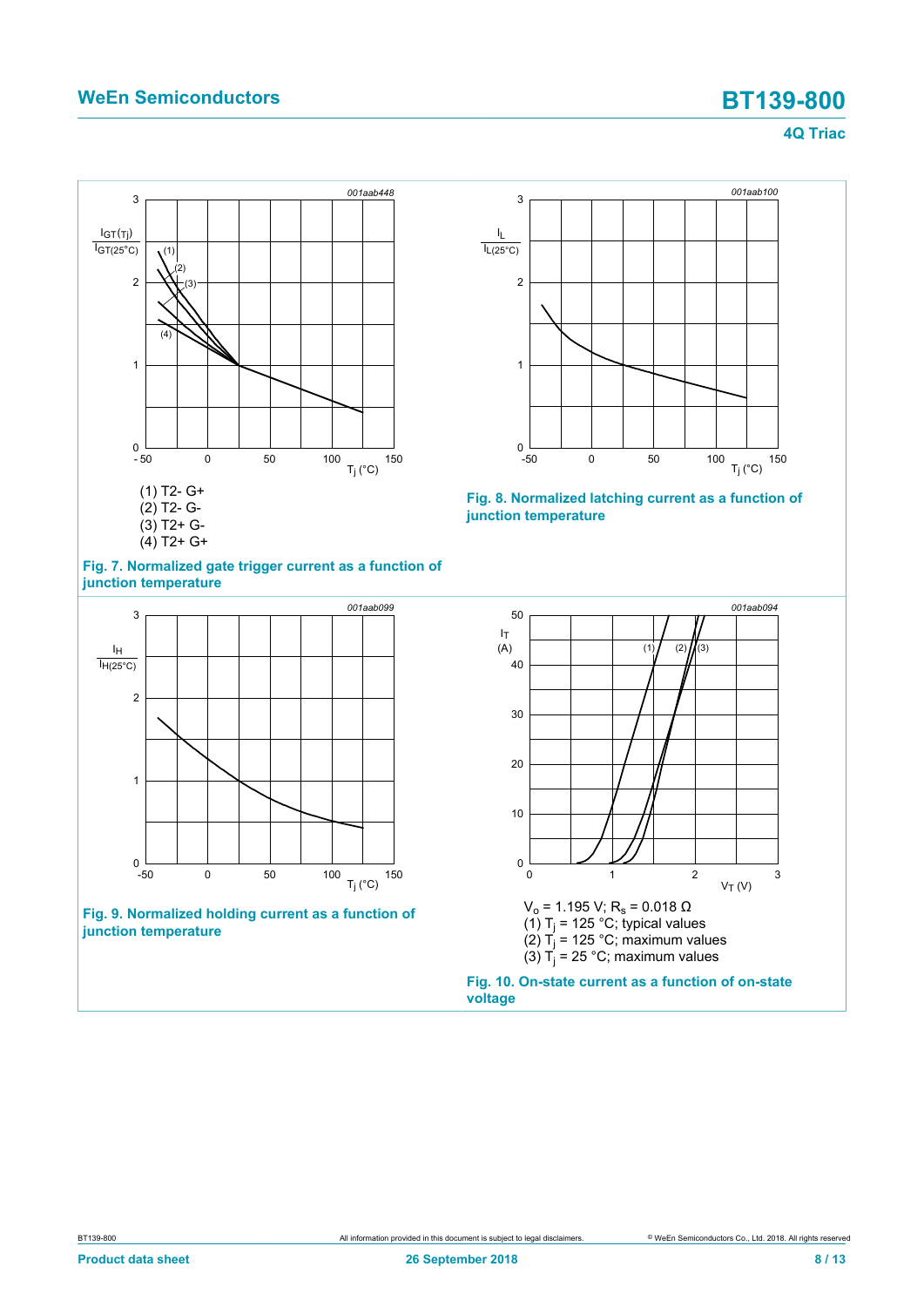(1) T2- G+
(2) T2- G-
(3) T2+ G-
(4) T2+ G+

**Fig. 7. Normalized gate trigger current as a function of junction temperature**

**Fig. 8. Normalized latching current as a function of junction temperature**

**Fig. 9. Normalized holding current as a function of junction temperature**

$V_o$ = 1.195 V; $R_s$ = 0.018 Ω
(1) $T_j$ = 125 °C; typical values
(2) $T_j$ = 125 °C; maximum values
(3) $T_j$ = 25 °C; maximum values

**Fig. 10. On-state current as a function of on-state voltage**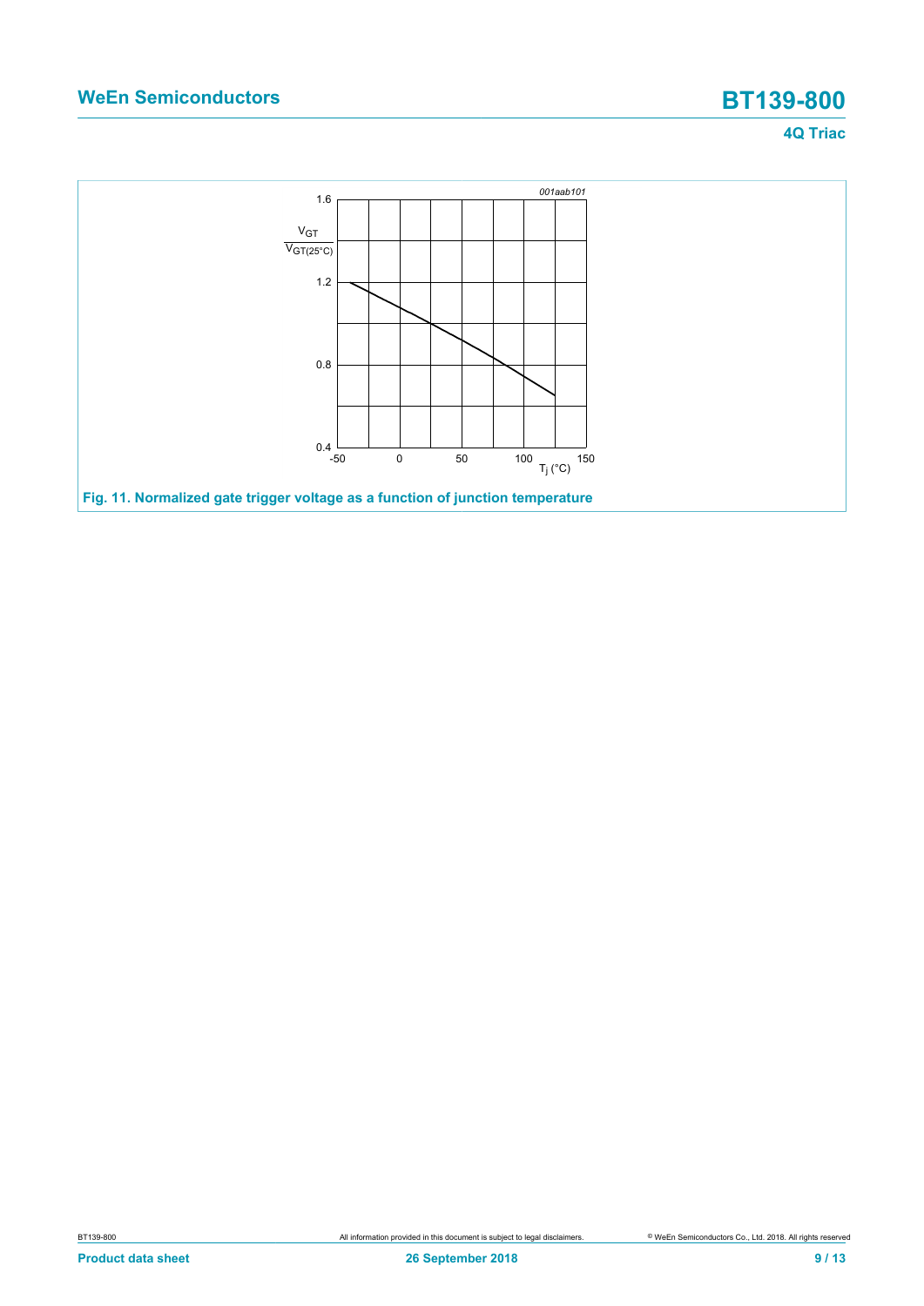Fig. 11. Normalized gate trigger voltage as a function of junction temperature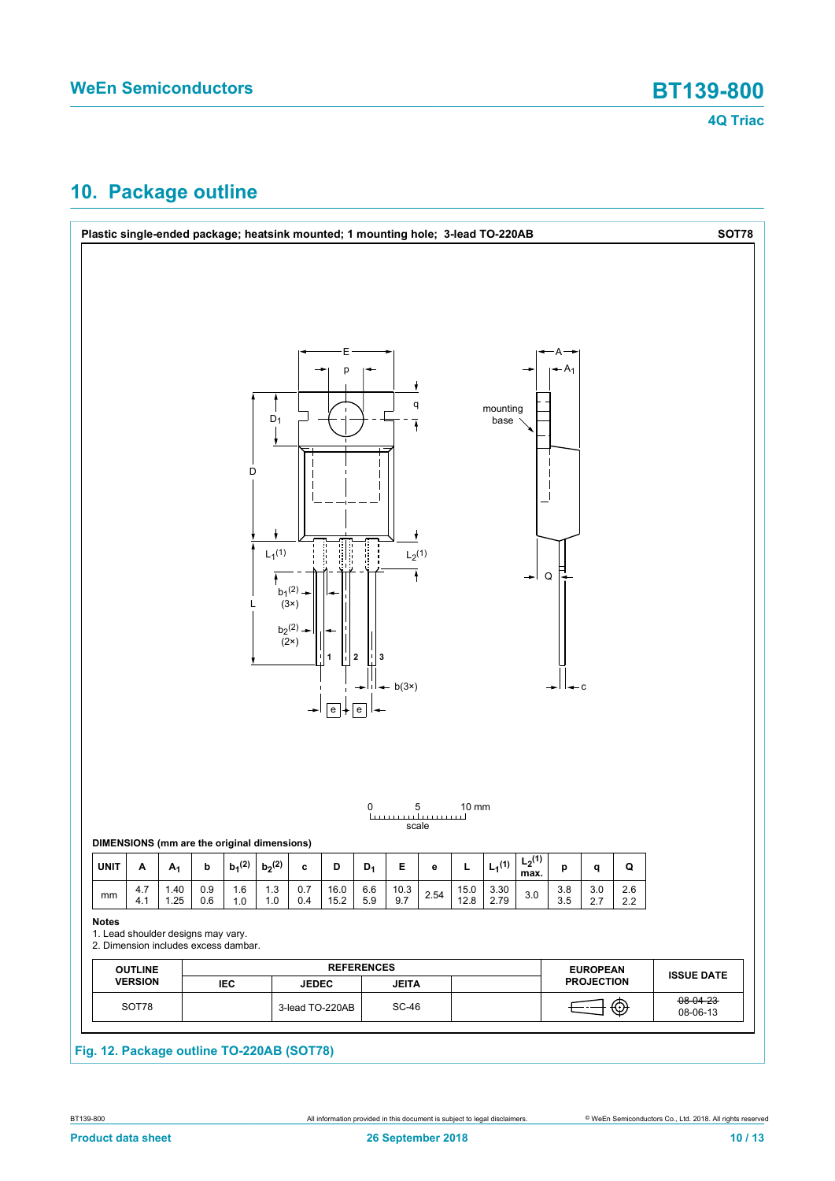## 10. Package outline

**Plastic single-ended package; heatsink mounted; 1 mounting hole; 3-lead TO-220AB** **SOT78**

**DIMENSIONS (mm are the original dimensions)**

| UNIT | A | $A_1$ | b | $b_1$(2) | $b_2$(2) | c | D | $D_1$ | E | e | L | $L_1$(1) | $L_2$(1) max. | p | q | Q |
|---|---|---|---|---|---|---|---|---|---|---|---|---|---|---|---|---|
| mm | 4.7<br>4.1 | 1.40<br>1.25 | 0.9<br>0.6 | 1.6<br>1.0 | 1.3<br>1.0 | 0.7<br>0.4 | 16.0<br>15.2 | 6.6<br>5.9 | 10.3<br>9.7 | 2.54 | 15.0<br>12.8 | 3.30<br>2.79 | 3.0 | 3.8<br>3.5 | 3.0<br>2.7 | 2.6<br>2.2 |

**Notes**

1. Lead shoulder designs may vary.
2. Dimension includes excess dambar.

| OUTLINE VERSION | REFERENCES | | | | EUROPEAN PROJECTION | ISSUE DATE |
|---|---|---|---|---|---|---|
| | IEC | JEDEC | JEITA | | | |
| SOT78 | | 3-lead TO-220AB | SC-46 | | | ~~08-04-23~~<br>08-06-13 |

**Fig. 12. Package outline TO-220AB (SOT78)**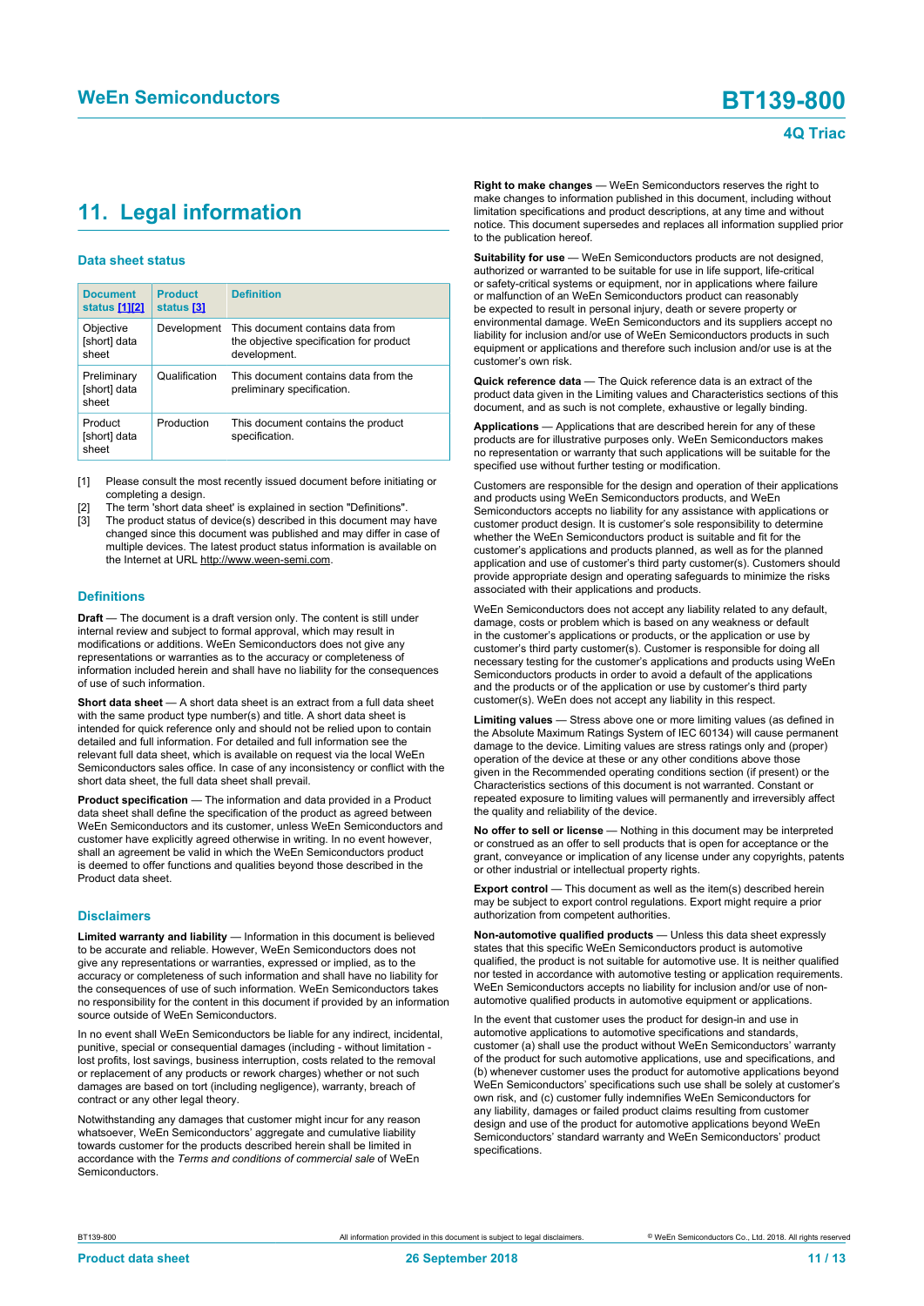# 11. Legal information

### Data sheet status

| Document status [1][2] | Product status [3] | Definition |
|---|---|---|
| Objective [short] data sheet | Development | This document contains data from the objective specification for product development. |
| Preliminary [short] data sheet | Qualification | This document contains data from the preliminary specification. |
| Product [short] data sheet | Production | This document contains the product specification. |

[1] Please consult the most recently issued document before initiating or completing a design.
[2] The term 'short data sheet' is explained in section "Definitions".
[3] The product status of device(s) described in this document may have changed since this document was published and may differ in case of multiple devices. The latest product status information is available on the Internet at URL http://www.ween-semi.com.

### Definitions

**Draft** — The document is a draft version only. The content is still under internal review and subject to formal approval, which may result in modifications or additions. WeEn Semiconductors does not give any representations or warranties as to the accuracy or completeness of information included herein and shall have no liability for the consequences of use of such information.

**Short data sheet** — A short data sheet is an extract from a full data sheet with the same product type number(s) and title. A short data sheet is intended for quick reference only and should not be relied upon to contain detailed and full information. For detailed and full information see the relevant full data sheet, which is available on request via the local WeEn Semiconductors sales office. In case of any inconsistency or conflict with the short data sheet, the full data sheet shall prevail.

**Product specification** — The information and data provided in a Product data sheet shall define the specification of the product as agreed between WeEn Semiconductors and its customer, unless WeEn Semiconductors and customer have explicitly agreed otherwise in writing. In no event however, shall an agreement be valid in which the WeEn Semiconductors product is deemed to offer functions and qualities beyond those described in the Product data sheet.

### Disclaimers

**Limited warranty and liability** — Information in this document is believed to be accurate and reliable. However, WeEn Semiconductors does not give any representations or warranties, expressed or implied, as to the accuracy or completeness of such information and shall have no liability for the consequences of use of such information. WeEn Semiconductors takes no responsibility for the content in this document if provided by an information source outside of WeEn Semiconductors.

In no event shall WeEn Semiconductors be liable for any indirect, incidental, punitive, special or consequential damages (including - without limitation - lost profits, lost savings, business interruption, costs related to the removal or replacement of any products or rework charges) whether or not such damages are based on tort (including negligence), warranty, breach of contract or any other legal theory.

Notwithstanding any damages that customer might incur for any reason whatsoever, WeEn Semiconductors' aggregate and cumulative liability towards customer for the products described herein shall be limited in accordance with the *Terms and conditions of commercial sale* of WeEn Semiconductors.

**Right to make changes** — WeEn Semiconductors reserves the right to make changes to information published in this document, including without limitation specifications and product descriptions, at any time and without notice. This document supersedes and replaces all information supplied prior to the publication hereof.

**Suitability for use** — WeEn Semiconductors products are not designed, authorized or warranted to be suitable for use in life support, life-critical or safety-critical systems or equipment, nor in applications where failure or malfunction of an WeEn Semiconductors product can reasonably be expected to result in personal injury, death or severe property or environmental damage. WeEn Semiconductors and its suppliers accept no liability for inclusion and/or use of WeEn Semiconductors products in such equipment or applications and therefore such inclusion and/or use is at the customer's own risk.

**Quick reference data** — The Quick reference data is an extract of the product data given in the Limiting values and Characteristics sections of this document, and as such is not complete, exhaustive or legally binding.

**Applications** — Applications that are described herein for any of these products are for illustrative purposes only. WeEn Semiconductors makes no representation or warranty that such applications will be suitable for the specified use without further testing or modification.

Customers are responsible for the design and operation of their applications and products using WeEn Semiconductors products, and WeEn Semiconductors accepts no liability for any assistance with applications or customer product design. It is customer's sole responsibility to determine whether the WeEn Semiconductors product is suitable and fit for the customer's applications and products planned, as well as for the planned application and use of customer's third party customer(s). Customers should provide appropriate design and operating safeguards to minimize the risks associated with their applications and products.

WeEn Semiconductors does not accept any liability related to any default, damage, costs or problem which is based on any weakness or default in the customer's applications or products, or the application or use by customer's third party customer(s). Customer is responsible for doing all necessary testing for the customer's applications and products using WeEn Semiconductors products in order to avoid a default of the applications and the products or of the application or use by customer's third party customer(s). WeEn does not accept any liability in this respect.

**Limiting values** — Stress above one or more limiting values (as defined in the Absolute Maximum Ratings System of IEC 60134) will cause permanent damage to the device. Limiting values are stress ratings only and (proper) operation of the device at these or any other conditions above those given in the Recommended operating conditions section (if present) or the Characteristics sections of this document is not warranted. Constant or repeated exposure to limiting values will permanently and irreversibly affect the quality and reliability of the device.

**No offer to sell or license** — Nothing in this document may be interpreted or construed as an offer to sell products that is open for acceptance or the grant, conveyance or implication of any license under any copyrights, patents or other industrial or intellectual property rights.

**Export control** — This document as well as the item(s) described herein may be subject to export control regulations. Export might require a prior authorization from competent authorities.

**Non-automotive qualified products** — Unless this data sheet expressly states that this specific WeEn Semiconductors product is automotive qualified, the product is not suitable for automotive use. It is neither qualified nor tested in accordance with automotive testing or application requirements. WeEn Semiconductors accepts no liability for inclusion and/or use of non-automotive qualified products in automotive equipment or applications.

In the event that customer uses the product for design-in and use in automotive applications to automotive specifications and standards, customer (a) shall use the product without WeEn Semiconductors' warranty of the product for such automotive applications, use and specifications, and (b) whenever customer uses the product for automotive applications beyond WeEn Semiconductors' specifications such use shall be solely at customer's own risk, and (c) customer fully indemnifies WeEn Semiconductors for any liability, damages or failed product claims resulting from customer design and use of the product for automotive applications beyond WeEn Semiconductors' standard warranty and WeEn Semiconductors' product specifications.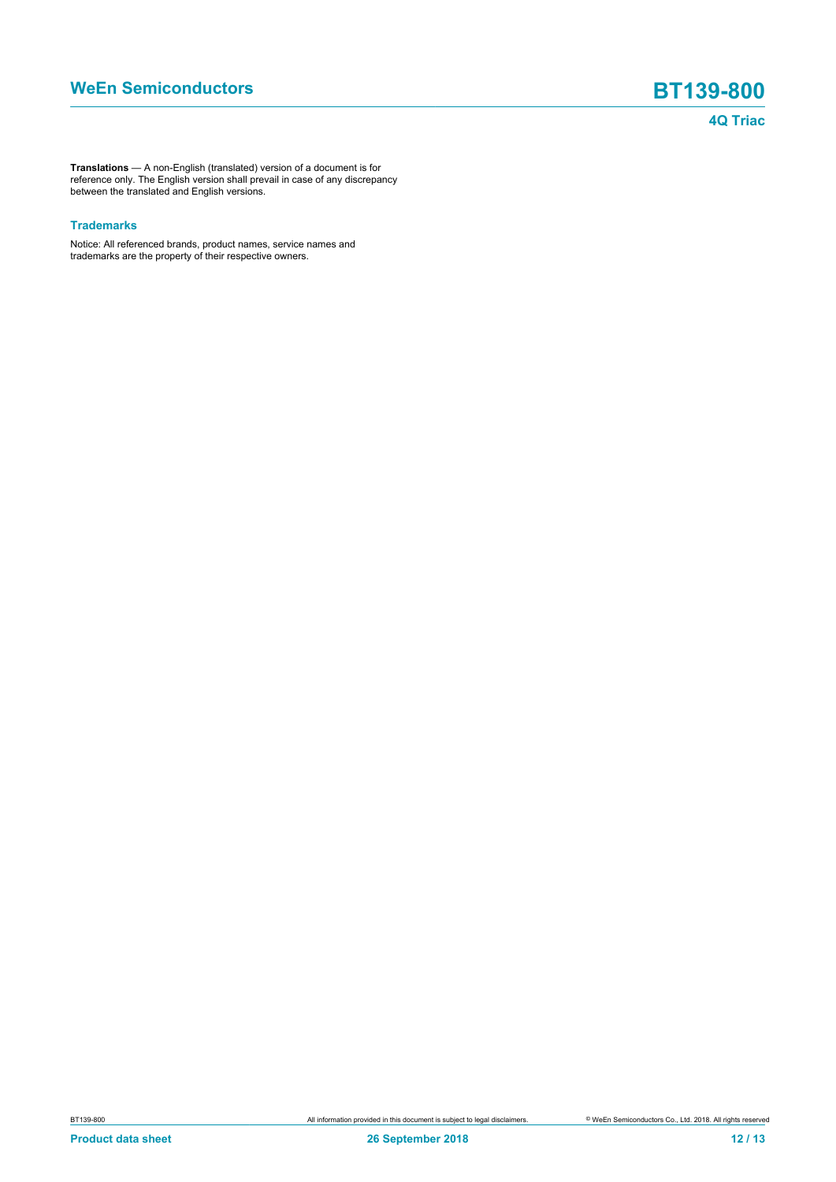**Translations** — A non-English (translated) version of a document is for reference only. The English version shall prevail in case of any discrepancy between the translated and English versions.

### Trademarks

Notice: All referenced brands, product names, service names and trademarks are the property of their respective owners.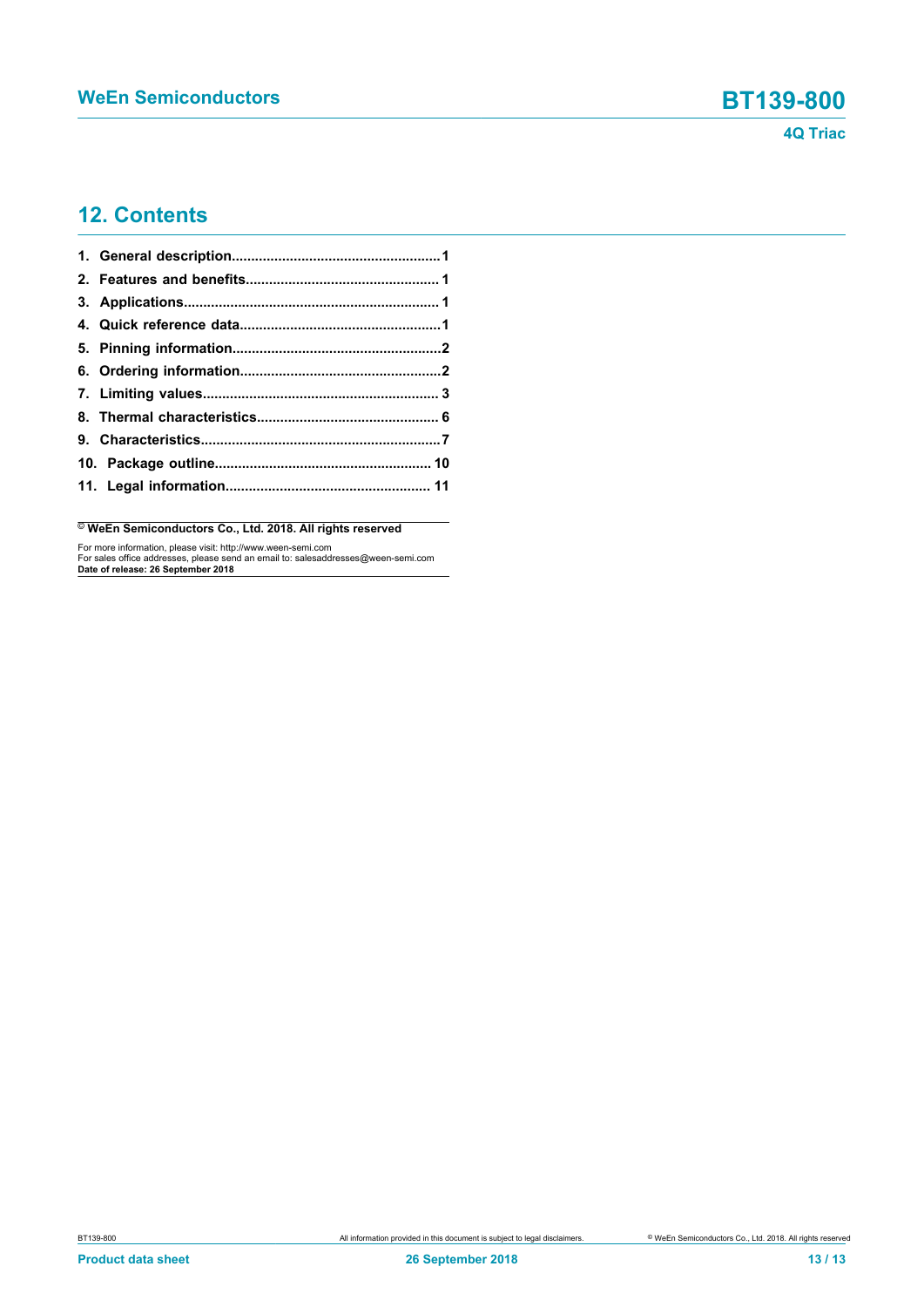## 12. Contents

**1. General description....................................................1**
**2. Features and benefits................................................ 1**
**3. Applications................................................................ 1**
**4. Quick reference data...................................................1**
**5. Pinning information.....................................................2**
**6. Ordering information...................................................2**
**7. Limiting values........................................................... 3**
**8. Thermal characteristics.............................................. 6**
**9. Characteristics.............................................................7**
**10. Package outline....................................................... 10**
**11. Legal information.................................................... 11**

**© WeEn Semiconductors Co., Ltd. 2018. All rights reserved**

For more information, please visit: http://www.ween-semi.com
For sales office addresses, please send an email to: salesaddresses@ween-semi.com
**Date of release: 26 September 2018**